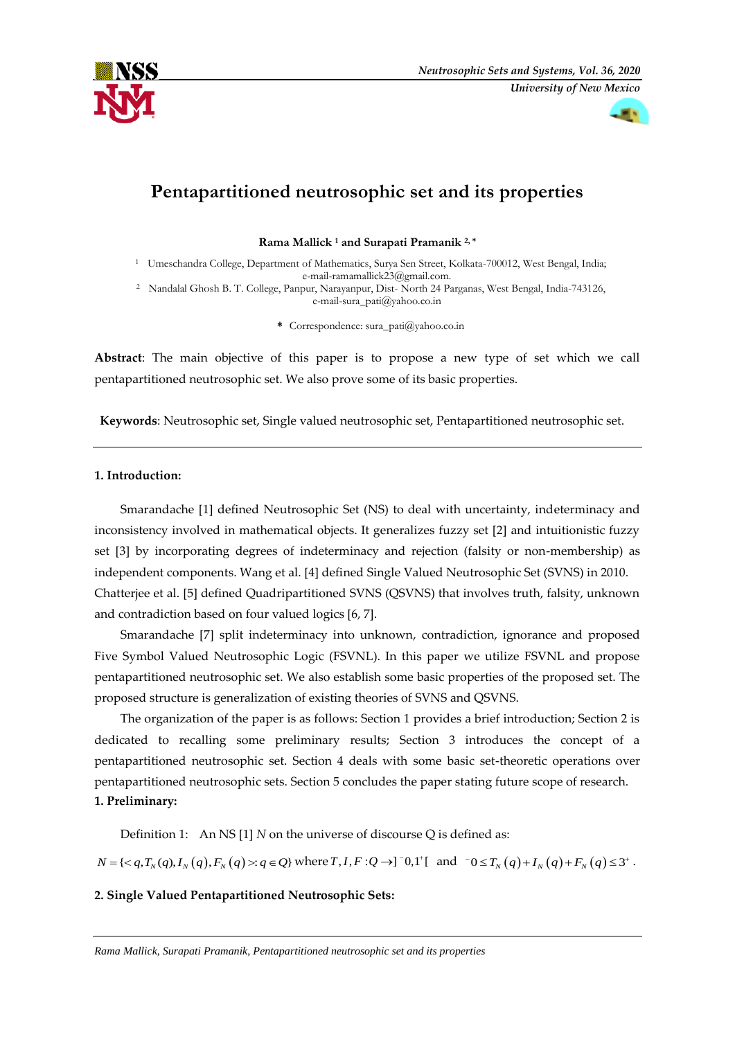# Pentapartitioned neutrosophic set and its properties

**Rama Mallick [1] and Surapati Pramanik [2,*]**

[1] Umeschandra College, Department of Mathematics, Surya Sen Street, Kolkata-700012, West Bengal, India; e-mail-ramamallick23@gmail.com.

[2] Nandalal Ghosh B. T. College, Panpur, Narayanpur, Dist- North 24 Parganas, West Bengal, India-743126, e-mail-sura_pati@yahoo.co.in

* Correspondence: sura_pati@yahoo.co.in

**Abstract**: The main objective of this paper is to propose a new type of set which we call pentapartitioned neutrosophic set. We also prove some of its basic properties.

**Keywords**: Neutrosophic set, Single valued neutrosophic set, Pentapartitioned neutrosophic set.

---

## 1. Introduction:

Smarandache [1] defined Neutrosophic Set (NS) to deal with uncertainty, indeterminacy and inconsistency involved in mathematical objects. It generalizes fuzzy set [2] and intuitionistic fuzzy set [3] by incorporating degrees of indeterminacy and rejection (falsity or non-membership) as independent components. Wang et al. [4] defined Single Valued Neutrosophic Set (SVNS) in 2010. Chatterjee et al. [5] defined Quadripartitioned SVNS (QSVNS) that involves truth, falsity, unknown and contradiction based on four valued logics [6, 7].

Smarandache [7] split indeterminacy into unknown, contradiction, ignorance and proposed Five Symbol Valued Neutrosophic Logic (FSVNL). In this paper we utilize FSVNL and propose pentapartitioned neutrosophic set. We also establish some basic properties of the proposed set. The proposed structure is generalization of existing theories of SVNS and QSVNS.

The organization of the paper is as follows: Section 1 provides a brief introduction; Section 2 is dedicated to recalling some preliminary results; Section 3 introduces the concept of a pentapartitioned neutrosophic set. Section 4 deals with some basic set-theoretic operations over pentapartitioned neutrosophic sets. Section 5 concludes the paper stating future scope of research.

## 1. Preliminary:

Definition 1: An NS [1] $N$ on the universe of discourse Q is defined as:

$N = \{< q, T_N(q), I_N(q), F_N(q) >: q \in Q\}$ where $T, I, F : Q \rightarrow ]^-0, 1^+[$ and $^-0 \leq T_N(q) + I_N(q) + F_N(q) \leq 3^+$.

## 2. Single Valued Pentapartitioned Neutrosophic Sets: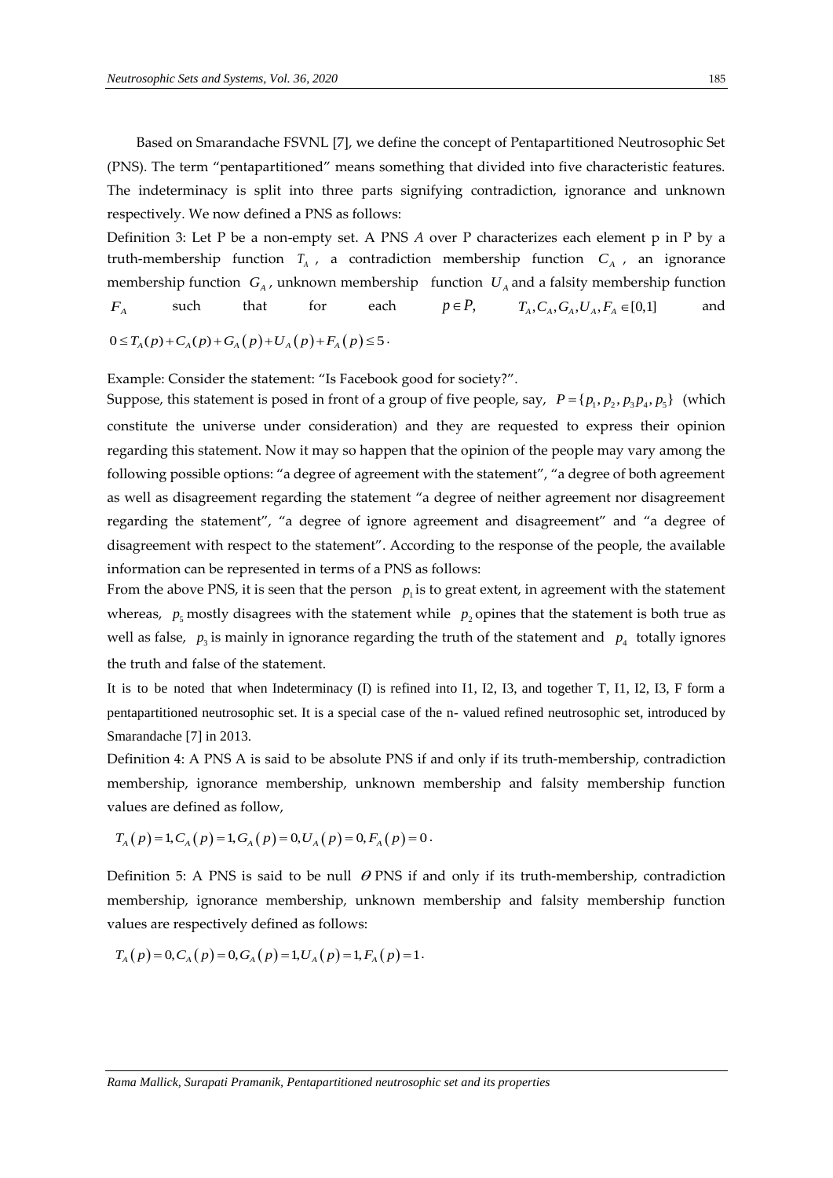Based on Smarandache FSVNL [7], we define the concept of Pentapartitioned Neutrosophic Set (PNS). The term "pentapartitioned" means something that divided into five characteristic features. The indeterminacy is split into three parts signifying contradiction, ignorance and unknown respectively. We now defined a PNS as follows:

Definition 3: Let P be a non-empty set. A PNS *A* over P characterizes each element p in P by a truth-membership function $T_A$, a contradiction membership function $C_A$, an ignorance membership function $G_A$, unknown membership function $U_A$ and a falsity membership function $F_A$ such that for each $p \in P$, $T_A, C_A, G_A, U_A, F_A \in [0,1]$ and $0 \le T_A(p) + C_A(p) + G_A(p) + U_A(p) + F_A(p) \le 5$.

Example: Consider the statement: "Is Facebook good for society?".

Suppose, this statement is posed in front of a group of five people, say, $P = \{p_1, p_2, p_3 p_4, p_5\}$ (which constitute the universe under consideration) and they are requested to express their opinion regarding this statement. Now it may so happen that the opinion of the people may vary among the following possible options: "a degree of agreement with the statement", "a degree of both agreement as well as disagreement regarding the statement "a degree of neither agreement nor disagreement regarding the statement", "a degree of ignore agreement and disagreement" and "a degree of disagreement with respect to the statement". According to the response of the people, the available information can be represented in terms of a PNS as follows:

From the above PNS, it is seen that the person $p_1$ is to great extent, in agreement with the statement whereas, $p_5$ mostly disagrees with the statement while $p_2$ opines that the statement is both true as well as false, $p_3$ is mainly in ignorance regarding the truth of the statement and $p_4$ totally ignores the truth and false of the statement.

It is to be noted that when Indeterminacy (I) is refined into I1, I2, I3, and together T, I1, I2, I3, F form a pentapartitioned neutrosophic set. It is a special case of the n- valued refined neutrosophic set, introduced by Smarandache [7] in 2013.

Definition 4: A PNS A is said to be absolute PNS if and only if its truth-membership, contradiction membership, ignorance membership, unknown membership and falsity membership function values are defined as follow,

$$T_A(p) = 1, C_A(p) = 1, G_A(p) = 0, U_A(p) = 0, F_A(p) = 0.$$

Definition 5: A PNS is said to be null $\theta$ PNS if and only if its truth-membership, contradiction membership, ignorance membership, unknown membership and falsity membership function values are respectively defined as follows:

$$T_A(p) = 0, C_A(p) = 0, G_A(p) = 1, U_A(p) = 1, F_A(p) = 1.$$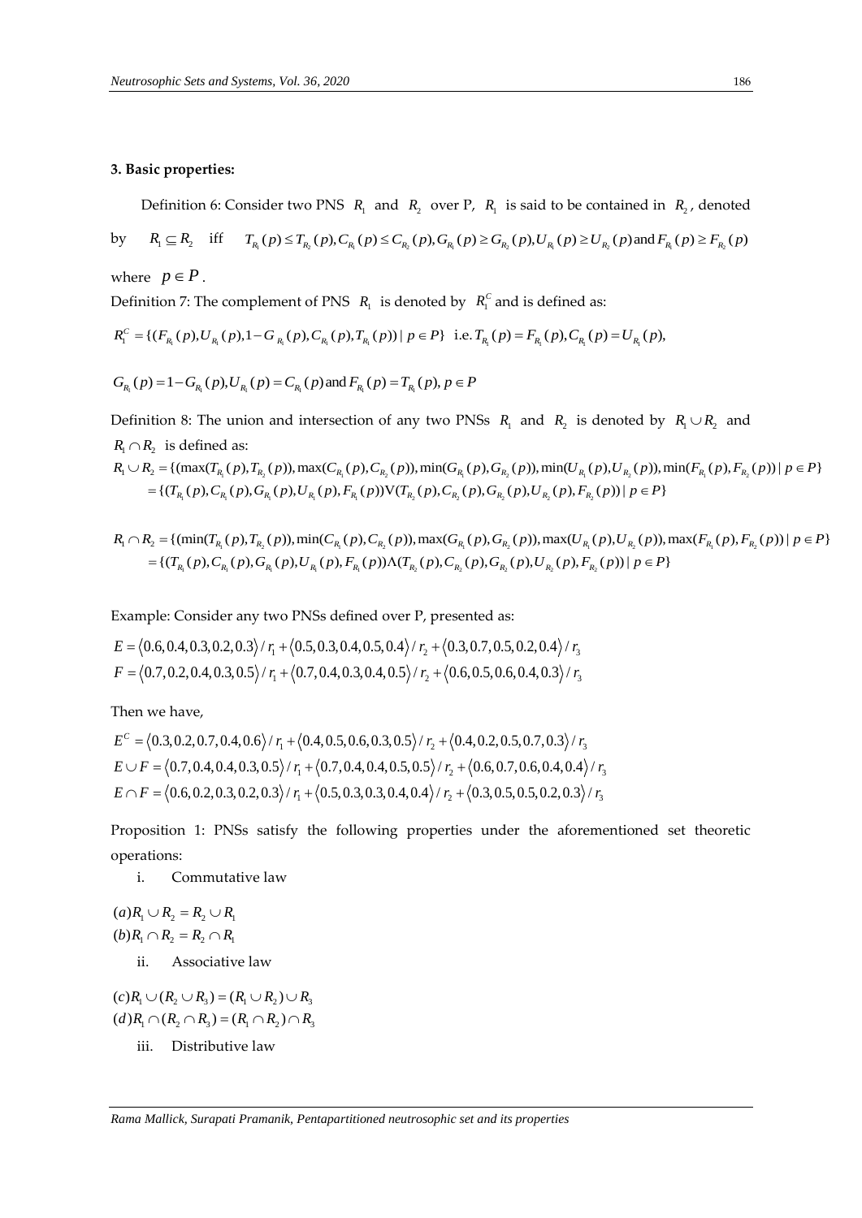### 3. Basic properties:

Definition 6: Consider two PNS $R_1$ and $R_2$ over P, $R_1$ is said to be contained in $R_2$, denoted by $R_1 \subseteq R_2$ iff $T_{R_1}(p) \le T_{R_2}(p), C_{R_1}(p) \le C_{R_2}(p), G_{R_1}(p) \ge G_{R_2}(p), U_{R_1}(p) \ge U_{R_2}(p)$ and $F_{R_1}(p) \ge F_{R_2}(p)$ where $p \in P$.

Definition 7: The complement of PNS $R_1$ is denoted by $R_1^C$ and is defined as:

$$R_1^C = \{(F_{R_1}(p), U_{R_1}(p), 1 - G_{R_1}(p), C_{R_1}(p), T_{R_1}(p)) \mid p \in P\} \text{ i.e. } T_{R_1}(p) = F_{R_1}(p), C_{R_1}(p) = U_{R_1}(p),$$

$$G_{R_1}(p) = 1 - G_{R_1}(p), U_{R_1}(p) = C_{R_1}(p) \text{ and } F_{R_1}(p) = T_{R_1}(p), p \in P$$

Definition 8: The union and intersection of any two PNSs $R_1$ and $R_2$ is denoted by $R_1 \cup R_2$ and $R_1 \cap R_2$ is defined as:

$$R_1 \cup R_2 = \{(\max(T_{R_1}(p), T_{R_2}(p)), \max(C_{R_1}(p), C_{R_2}(p)), \min(G_{R_1}(p), G_{R_2}(p)), \min(U_{R_1}(p), U_{R_2}(p)), \min(F_{R_1}(p), F_{R_2}(p)) \mid p \in P\}$$
$$= \{(T_{R_1}(p), C_{R_1}(p), G_{R_1}(p), U_{R_1}(p), F_{R_1}(p)) \vee (T_{R_2}(p), C_{R_2}(p), G_{R_2}(p), U_{R_2}(p), F_{R_2}(p)) \mid p \in P\}$$

$$R_1 \cap R_2 = \{(\min(T_{R_1}(p), T_{R_2}(p)), \min(C_{R_1}(p), C_{R_2}(p)), \max(G_{R_1}(p), G_{R_2}(p)), \max(U_{R_1}(p), U_{R_2}(p)), \max(F_{R_1}(p), F_{R_2}(p)) \mid p \in P\}$$
$$= \{(T_{R_1}(p), C_{R_1}(p), G_{R_1}(p), U_{R_1}(p), F_{R_1}(p)) \wedge (T_{R_2}(p), C_{R_2}(p), G_{R_2}(p), U_{R_2}(p), F_{R_2}(p)) \mid p \in P\}$$

Example: Consider any two PNSs defined over P, presented as:

$$E = \langle 0.6, 0.4, 0.3, 0.2, 0.3 \rangle / r_1 + \langle 0.5, 0.3, 0.4, 0.5, 0.4 \rangle / r_2 + \langle 0.3, 0.7, 0.5, 0.2, 0.4 \rangle / r_3$$
$$F = \langle 0.7, 0.2, 0.4, 0.3, 0.5 \rangle / r_1 + \langle 0.7, 0.4, 0.3, 0.4, 0.5 \rangle / r_2 + \langle 0.6, 0.5, 0.6, 0.4, 0.3 \rangle / r_3$$

Then we have,

$$E^C = \langle 0.3, 0.2, 0.7, 0.4, 0.6 \rangle / r_1 + \langle 0.4, 0.5, 0.6, 0.3, 0.5 \rangle / r_2 + \langle 0.4, 0.2, 0.5, 0.7, 0.3 \rangle / r_3$$
$$E \cup F = \langle 0.7, 0.4, 0.4, 0.3, 0.5 \rangle / r_1 + \langle 0.7, 0.4, 0.4, 0.5, 0.5 \rangle / r_2 + \langle 0.6, 0.7, 0.6, 0.4, 0.4 \rangle / r_3$$
$$E \cap F = \langle 0.6, 0.2, 0.3, 0.2, 0.3 \rangle / r_1 + \langle 0.5, 0.3, 0.3, 0.4, 0.4 \rangle / r_2 + \langle 0.3, 0.5, 0.5, 0.2, 0.3 \rangle / r_3$$

Proposition 1: PNSs satisfy the following properties under the aforementioned set theoretic operations:

i. Commutative law

$(a) R_1 \cup R_2 = R_2 \cup R_1$

$(b) R_1 \cap R_2 = R_2 \cap R_1$

ii. Associative law

$(c) R_1 \cup (R_2 \cup R_3) = (R_1 \cup R_2) \cup R_3$

$(d) R_1 \cap (R_2 \cap R_3) = (R_1 \cap R_2) \cap R_3$

iii. Distributive law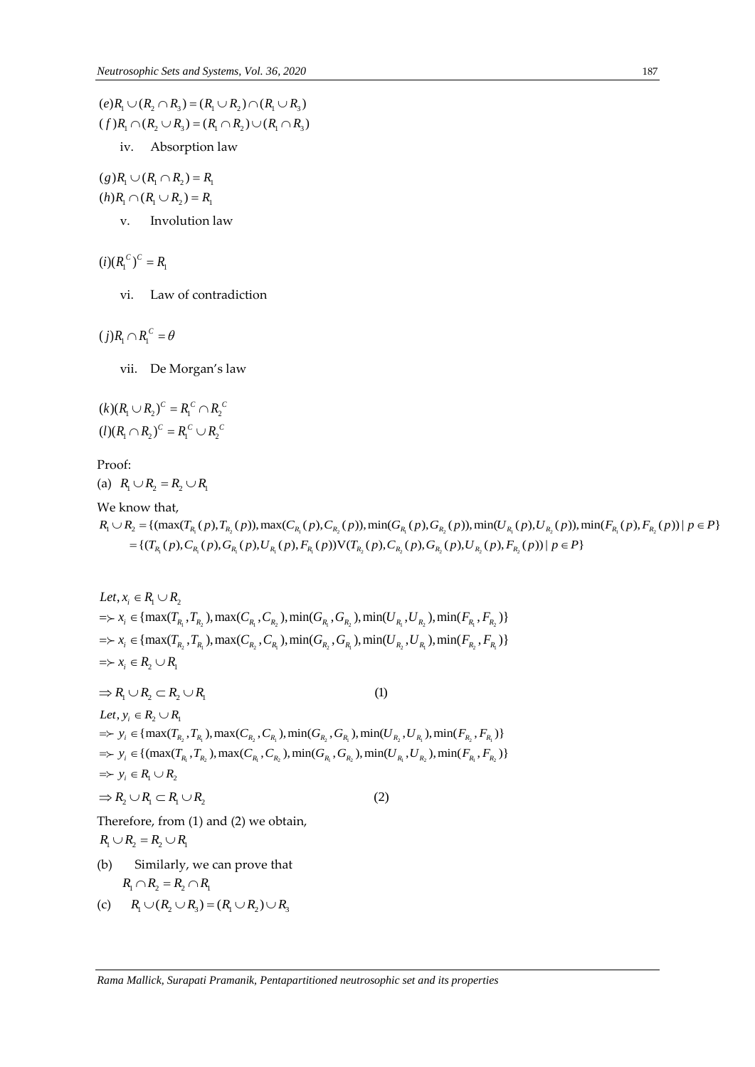$$(e) R_1 \cup (R_2 \cap R_3) = (R_1 \cup R_2) \cap (R_1 \cup R_3)$$
$$(f) R_1 \cap (R_2 \cup R_3) = (R_1 \cap R_2) \cup (R_1 \cap R_3)$$

iv. Absorption law

$$(g) R_1 \cup (R_1 \cap R_2) = R_1$$
$$(h) R_1 \cap (R_1 \cup R_2) = R_1$$

v. Involution law

$$(i) (R_1^{C})^{C} = R_1$$

vi. Law of contradiction

$$(j) R_1 \cap R_1^{C} = \theta$$

vii. De Morgan's law

$$(k) (R_1 \cup R_2)^{C} = R_1^{C} \cap R_2^{C}$$
$$(l) (R_1 \cap R_2)^{C} = R_1^{C} \cup R_2^{C}$$

Proof:

(a) $R_1 \cup R_2 = R_2 \cup R_1$

We know that,

$$R_1 \cup R_2 = \{(\max(T_{R_1}(p), T_{R_2}(p)), \max(C_{R_1}(p), C_{R_2}(p)), \min(G_{R_1}(p), G_{R_2}(p)), \min(U_{R_1}(p), U_{R_2}(p)), \min(F_{R_1}(p), F_{R_2}(p)) \mid p \in P\}$$
$$= \{(T_{R_1}(p), C_{R_1}(p), G_{R_1}(p), U_{R_1}(p), F_{R_1}(p)) \vee (T_{R_2}(p), C_{R_2}(p), G_{R_2}(p), U_{R_2}(p), F_{R_2}(p)) \mid p \in P\}$$

$$Let, x_i \in R_1 \cup R_2$$
$$\Rightarrow x_i \in \{\max(T_{R_1}, T_{R_2}), \max(C_{R_1}, C_{R_2}), \min(G_{R_1}, G_{R_2}), \min(U_{R_1}, U_{R_2}), \min(F_{R_1}, F_{R_2})\}$$
$$\Rightarrow x_i \in \{\max(T_{R_2}, T_{R_1}), \max(C_{R_2}, C_{R_1}), \min(G_{R_2}, G_{R_1}), \min(U_{R_2}, U_{R_1}), \min(F_{R_2}, F_{R_1})\}$$
$$\Rightarrow x_i \in R_2 \cup R_1$$
$$\Rightarrow R_1 \cup R_2 \subset R_2 \cup R_1 \qquad (1)$$
$$Let, y_i \in R_2 \cup R_1$$
$$\Rightarrow y_i \in \{\max(T_{R_2}, T_{R_1}), \max(C_{R_2}, C_{R_1}), \min(G_{R_2}, G_{R_1}), \min(U_{R_2}, U_{R_1}), \min(F_{R_2}, F_{R_1})\}$$
$$\Rightarrow y_i \in \{(\max(T_{R_1}, T_{R_2}), \max(C_{R_1}, C_{R_2}), \min(G_{R_1}, G_{R_2}), \min(U_{R_1}, U_{R_2}), \min(F_{R_1}, F_{R_2})\}$$
$$\Rightarrow y_i \in R_1 \cup R_2$$
$$\Rightarrow R_2 \cup R_1 \subset R_1 \cup R_2 \qquad (2)$$

Therefore, from (1) and (2) we obtain,

$R_1 \cup R_2 = R_2 \cup R_1$

(b) Similarly, we can prove that

$R_1 \cap R_2 = R_2 \cap R_1$

(c) $R_1 \cup (R_2 \cup R_3) = (R_1 \cup R_2) \cup R_3$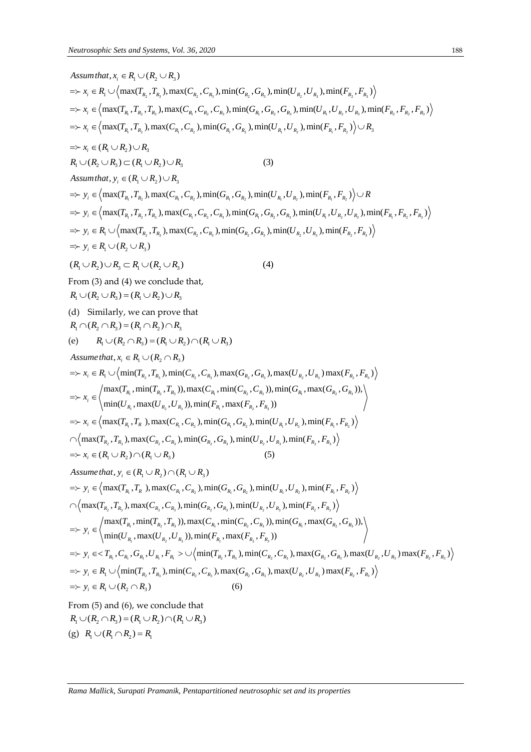$Assum\, that, x_i \in R_1 \cup (R_2 \cup R_3)$

$\Rightarrow x_i \in R_1 \cup \left\langle \max(T_{R_2}, T_{R_3}), \max(C_{R_2}, C_{R_3}), \min(G_{R_2}, G_{R_3}), \min(U_{R_2}, U_{R_3}), \min(F_{R_2}, F_{R_3}) \right\rangle$

$\Rightarrow x_i \in \left\langle \max(T_{R_1}, T_{R_2}, T_{R_3}), \max(C_{R_1}, C_{R_2}, C_{R_3}), \min(G_{R_1}, G_{R_2}, G_{R_3}), \min(U_{R_1}, U_{R_2}, U_{R_3}), \min(F_{R_1}, F_{R_2}, F_{R_3}) \right\rangle$

$\Rightarrow x_i \in \left\langle \max(T_{R_1}, T_{R_2}), \max(C_{R_1}, C_{R_2}), \min(G_{R_1}, G_{R_2}), \min(U_{R_1}, U_{R_2}), \min(F_{R_1}, F_{R_2}) \right\rangle \cup R_3$

$\Rightarrow x_i \in (R_1 \cup R_2) \cup R_3$

$R_1 \cup (R_2 \cup R_3) \subset (R_1 \cup R_2) \cup R_3 \qquad (3)$

$Assum\, that, y_i \in (R_1 \cup R_2) \cup R_3$

$\Rightarrow y_i \in \left\langle \max(T_{R_1}, T_{R_2}), \max(C_{R_1}, C_{R_2}), \min(G_{R_1}, G_{R_2}), \min(U_{R_1}, U_{R_2}), \min(F_{R_1}, F_{R_2}) \right\rangle \cup R$

$\Rightarrow y_i \in \left\langle \max(T_{R_1}, T_{R_2}, T_{R_3}), \max(C_{R_1}, C_{R_2}, C_{R_3}), \min(G_{R_1}, G_{R_2}, G_{R_3}), \min(U_{R_1}, U_{R_2}, U_{R_3}), \min(F_{R_1}, F_{R_2}, F_{R_3}) \right\rangle$

$\Rightarrow y_i \in R_1 \cup \left\langle \max(T_{R_2}, T_{R_3}), \max(C_{R_2}, C_{R_3}), \min(G_{R_2}, G_{R_3}), \min(U_{R_2}, U_{R_3}), \min(F_{R_2}, F_{R_3}) \right\rangle$

$\Rightarrow y_i \in R_1 \cup (R_2 \cup R_3)$

$(R_1 \cup R_2) \cup R_3 \subset R_1 \cup (R_2 \cup R_3) \qquad (4)$

From (3) and (4) we conclude that,

$R_1 \cup (R_2 \cup R_3) = (R_1 \cup R_2) \cup R_3$

(d) Similarly, we can prove that

$R_1 \cap (R_2 \cap R_3) = (R_1 \cap R_2) \cap R_3$

(e) $R_1 \cup (R_2 \cap R_3) = (R_1 \cup R_2) \cap (R_1 \cup R_3)$

$Assume\, that, x_i \in R_1 \cup (R_2 \cap R_3)$

$\Rightarrow x_i \in R_1 \cup \left\langle \min(T_{R_2}, T_{R_3}), \min(C_{R_2}, C_{R_3}), \max(G_{R_2}, G_{R_3}), \max(U_{R_2}, U_{R_3}) \max(F_{R_2}, F_{R_3}) \right\rangle$

$$\Rightarrow x_i \in \left\langle \begin{matrix} \max(T_{R_1}, \min(T_{R_2}, T_{R_3})), \max(C_{R_1}, \min(C_{R_2}, C_{R_3})), \min(G_{R_1}, \max(G_{R_2}, G_{R_3})), \\ \min(U_{R_1}, \max(U_{R_2}, U_{R_3})), \min(F_{R_1}, \max(F_{R_2}, F_{R_3})) \end{matrix} \right\rangle$$

$\Rightarrow x_i \in \left\langle \max(T_{R_1}, T_{R}), \max(C_{R_1}, C_{R_2}), \min(G_{R_1}, G_{R_2}), \min(U_{R_1}, U_{R_2}), \min(F_{R_1}, F_{R_2}) \right\rangle$

$\cap \left\langle \max(T_{R_2}, T_{R_3}), \max(C_{R_2}, C_{R_3}), \min(G_{R_2}, G_{R_3}), \min(U_{R_2}, U_{R_3}), \min(F_{R_2}, F_{R_3}) \right\rangle$

$\Rightarrow x_i \in (R_1 \cup R_2) \cap (R_1 \cup R_3) \qquad (5)$

$Assume\, that, y_i \in (R_1 \cup R_2) \cap (R_1 \cup R_3)$

$\Rightarrow y_i \in \left\langle \max(T_{R_1}, T_{R}), \max(C_{R_1}, C_{R_2}), \min(G_{R_1}, G_{R_2}), \min(U_{R_1}, U_{R_2}), \min(F_{R_1}, F_{R_2}) \right\rangle$

$\cap \left\langle \max(T_{R_2}, T_{R_3}), \max(C_{R_2}, C_{R_3}), \min(G_{R_2}, G_{R_3}), \min(U_{R_2}, U_{R_3}), \min(F_{R_2}, F_{R_3}) \right\rangle$

$$\Rightarrow y_i \in \left\langle \begin{matrix} \max(T_{R_1}, \min(T_{R_2}, T_{R_3})), \max(C_{R_1}, \min(C_{R_2}, C_{R_3})), \min(G_{R_1}, \max(G_{R_2}, G_{R_3})), \\ \min(U_{R_1}, \max(U_{R_2}, U_{R_3})), \min(F_{R_1}, \max(F_{R_2}, F_{R_3})) \end{matrix} \right\rangle$$

$\Rightarrow y_i \in < T_{R_1}, C_{R_1}, G_{R_1}, U_{R_1}, F_{R_1} > \cup \left\langle \min(T_{R_2}, T_{R_3}), \min(C_{R_2}, C_{R_3}), \max(G_{R_2}, G_{R_3}), \max(U_{R_2}, U_{R_3}) \max(F_{R_2}, F_{R_3}) \right\rangle$

$\Rightarrow y_i \in R_1 \cup \left\langle \min(T_{R_2}, T_{R_3}), \min(C_{R_2}, C_{R_3}), \max(G_{R_2}, G_{R_3}), \max(U_{R_2}, U_{R_3}) \max(F_{R_2}, F_{R_3}) \right\rangle$

$\Rightarrow y_i \in R_1 \cup (R_2 \cap R_3) \qquad (6)$

From (5) and (6), we conclude that

$R_1 \cup (R_2 \cap R_3) = (R_1 \cup R_2) \cap (R_1 \cup R_3)$

(g) $R_1 \cup (R_1 \cap R_2) = R_1$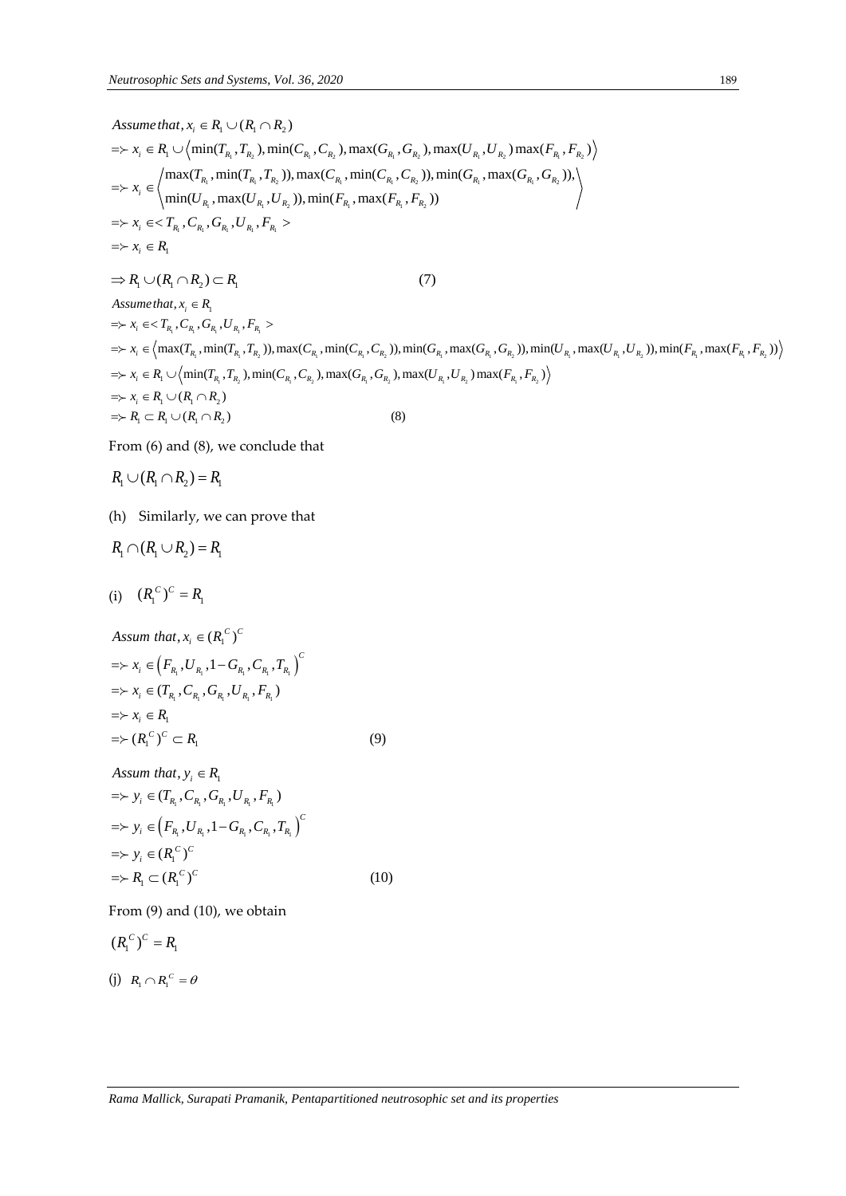$$Assume\ that, x_i \in R_1 \cup (R_1 \cap R_2)$$
$$=\succ x_i \in R_1 \cup \left\langle \min(T_{R_1}, T_{R_2}), \min(C_{R_1}, C_{R_2}), \max(G_{R_1}, G_{R_2}), \max(U_{R_1}, U_{R_2}) \max(F_{R_1}, F_{R_2}) \right\rangle$$
$$=\succ x_i \in \left\langle \begin{matrix} \max(T_{R_1}, \min(T_{R_1}, T_{R_2})), \max(C_{R_1}, \min(C_{R_1}, C_{R_2})), \min(G_{R_1}, \max(G_{R_1}, G_{R_2})), \\ \min(U_{R_1}, \max(U_{R_1}, U_{R_2})), \min(F_{R_1}, \max(F_{R_1}, F_{R_2})) \end{matrix} \right\rangle$$
$$=\succ x_i \in < T_{R_1}, C_{R_1}, G_{R_1}, U_{R_1}, F_{R_1} >$$
$$=\succ x_i \in R_1$$

$$\Rightarrow R_1 \cup (R_1 \cap R_2) \subset R_1 \qquad (7)$$

$$Assume\ that, x_i \in R_1$$
$$=\succ x_i \in < T_{R_1}, C_{R_1}, G_{R_1}, U_{R_1}, F_{R_1} >$$
$$=\succ x_i \in \left\langle \max(T_{R_1}, \min(T_{R_1}, T_{R_2})), \max(C_{R_1}, \min(C_{R_1}, C_{R_2})), \min(G_{R_1}, \max(G_{R_1}, G_{R_2})), \min(U_{R_1}, \max(U_{R_1}, U_{R_2})), \min(F_{R_1}, \max(F_{R_1}, F_{R_2})) \right\rangle$$
$$=\succ x_i \in R_1 \cup \left\langle \min(T_{R_1}, T_{R_2}), \min(C_{R_1}, C_{R_2}), \max(G_{R_1}, G_{R_2}), \max(U_{R_1}, U_{R_2}) \max(F_{R_1}, F_{R_2}) \right\rangle$$
$$=\succ x_i \in R_1 \cup (R_1 \cap R_2)$$
$$=\succ R_1 \subset R_1 \cup (R_1 \cap R_2) \qquad (8)$$

From (6) and (8), we conclude that

$$R_1 \cup (R_1 \cap R_2) = R_1$$

(h) Similarly, we can prove that

$$R_1 \cap (R_1 \cup R_2) = R_1$$

(i) $(R_1^C)^C = R_1$

$$Assum\ that, x_i \in (R_1^C)^C$$
$$=\succ x_i \in \left( F_{R_1}, U_{R_1}, 1 - G_{R_1}, C_{R_1}, T_{R_1} \right)^C$$
$$=\succ x_i \in (T_{R_1}, C_{R_1}, G_{R_1}, U_{R_1}, F_{R_1})$$
$$=\succ x_i \in R_1$$
$$=\succ (R_1^C)^C \subset R_1 \qquad (9)$$

$$Assum\ that, y_i \in R_1$$
$$=\succ y_i \in (T_{R_1}, C_{R_1}, G_{R_1}, U_{R_1}, F_{R_1})$$
$$=\succ y_i \in \left( F_{R_1}, U_{R_1}, 1 - G_{R_1}, C_{R_1}, T_{R_1} \right)^C$$
$$=\succ y_i \in (R_1^C)^C$$
$$=\succ R_1 \subset (R_1^C)^C \qquad (10)$$

From (9) and (10), we obtain

$$(R_1^C)^C = R_1$$

(j) $R_1 \cap R_1^C = \theta$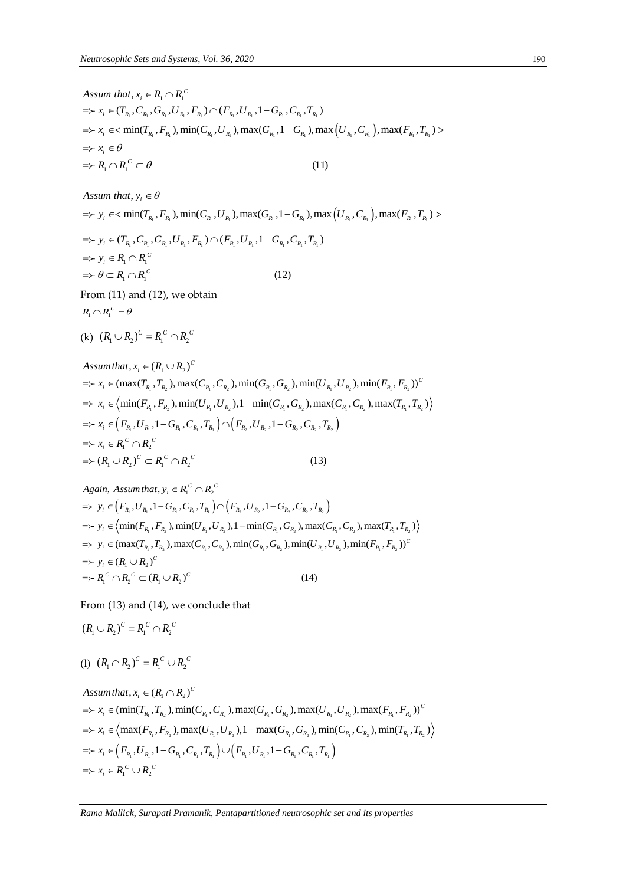$$
\begin{aligned}
&\textit{Assum that}, x_i \in R_1 \cap R_1^{C} \\
&\Rightarrow x_i \in (T_{R_1}, C_{R_1}, G_{R_1}, U_{R_1}, F_{R_1}) \cap (F_{R_1}, U_{R_1}, 1-G_{R_1}, C_{R_1}, T_{R_1}) \\
&\Rightarrow x_i \in < \min(T_{R_1}, F_{R_1}), \min(C_{R_1}, U_{R_1}), \max(G_{R_1}, 1-G_{R_1}), \max\left(U_{R_1}, C_{R_1}\right), \max(F_{R_1}, T_{R_1}) > \\
&\Rightarrow x_i \in \theta \\
&\Rightarrow R_1 \cap R_1^{C} \subset \theta \qquad (11)
\end{aligned}
$$

$$
\begin{aligned}
&\textit{Assum that}, y_i \in \theta \\
&\Rightarrow y_i \in < \min(T_{R_1}, F_{R_1}), \min(C_{R_1}, U_{R_1}), \max(G_{R_1}, 1-G_{R_1}), \max\left(U_{R_1}, C_{R_1}\right), \max(F_{R_1}, T_{R_1}) > \\
&\Rightarrow y_i \in (T_{R_1}, C_{R_1}, G_{R_1}, U_{R_1}, F_{R_1}) \cap (F_{R_1}, U_{R_1}, 1-G_{R_1}, C_{R_1}, T_{R_1}) \\
&\Rightarrow y_i \in R_1 \cap R_1^{C} \\
&\Rightarrow \theta \subset R_1 \cap R_1^{C} \qquad (12)
\end{aligned}
$$

From (11) and (12), we obtain

$R_1 \cap R_1^{C} = \theta$

(k) $(R_1 \cup R_2)^C = R_1^{C} \cap R_2^{C}$

$$
\begin{aligned}
&\textit{Assum that}, x_i \in (R_1 \cup R_2)^C \\
&\Rightarrow x_i \in (\max(T_{R_1}, T_{R_2}), \max(C_{R_1}, C_{R_2}), \min(G_{R_1}, G_{R_2}), \min(U_{R_1}, U_{R_2}), \min(F_{R_1}, F_{R_2}))^C \\
&\Rightarrow x_i \in \left\langle \min(F_{R_1}, F_{R_2}), \min(U_{R_1}, U_{R_2}), 1-\min(G_{R_1}, G_{R_2}), \max(C_{R_1}, C_{R_2}), \max(T_{R_1}, T_{R_2}) \right\rangle \\
&\Rightarrow x_i \in \left(F_{R_1}, U_{R_1}, 1-G_{R_1}, C_{R_1}, T_{R_1}\right) \cap \left(F_{R_2}, U_{R_2}, 1-G_{R_2}, C_{R_2}, T_{R_2}\right) \\
&\Rightarrow x_i \in R_1^{C} \cap R_2^{C} \\
&\Rightarrow (R_1 \cup R_2)^C \subset R_1^{C} \cap R_2^{C} \qquad (13)
\end{aligned}
$$

$$
\begin{aligned}
&\textit{Again, Assum that}, y_i \in R_1^{C} \cap R_2^{C} \\
&\Rightarrow y_i \in \left(F_{R_1}, U_{R_1}, 1-G_{R_1}, C_{R_1}, T_{R_1}\right) \cap \left(F_{R_2}, U_{R_2}, 1-G_{R_2}, C_{R_2}, T_{R_2}\right) \\
&\Rightarrow y_i \in \left\langle \min(F_{R_1}, F_{R_2}), \min(U_{R_1}, U_{R_2}), 1-\min(G_{R_1}, G_{R_2}), \max(C_{R_1}, C_{R_2}), \max(T_{R_1}, T_{R_2}) \right\rangle \\
&\Rightarrow y_i \in (\max(T_{R_1}, T_{R_2}), \max(C_{R_1}, C_{R_2}), \min(G_{R_1}, G_{R_2}), \min(U_{R_1}, U_{R_2}), \min(F_{R_1}, F_{R_2}))^C \\
&\Rightarrow y_i \in (R_1 \cup R_2)^C \\
&\Rightarrow R_1^{C} \cap R_2^{C} \subset (R_1 \cup R_2)^C \qquad (14)
\end{aligned}
$$

From (13) and (14), we conclude that

$(R_1 \cup R_2)^C = R_1^{C} \cap R_2^{C}$

(l) $(R_1 \cap R_2)^C = R_1^{C} \cup R_2^{C}$

$$
\begin{aligned}
&\textit{Assum that}, x_i \in (R_1 \cap R_2)^C \\
&\Rightarrow x_i \in (\min(T_{R_1}, T_{R_2}), \min(C_{R_1}, C_{R_2}), \max(G_{R_1}, G_{R_2}), \max(U_{R_1}, U_{R_2}), \max(F_{R_1}, F_{R_2}))^C \\
&\Rightarrow x_i \in \left\langle \max(F_{R_1}, F_{R_2}), \max(U_{R_1}, U_{R_2}), 1-\max(G_{R_1}, G_{R_2}), \min(C_{R_1}, C_{R_2}), \min(T_{R_1}, T_{R_2}) \right\rangle \\
&\Rightarrow x_i \in \left(F_{R_1}, U_{R_1}, 1-G_{R_1}, C_{R_1}, T_{R_1}\right) \cup \left(F_{R_1}, U_{R_1}, 1-G_{R_1}, C_{R_1}, T_{R_1}\right) \\
&\Rightarrow x_i \in R_1^{C} \cup R_2^{C}
\end{aligned}
$$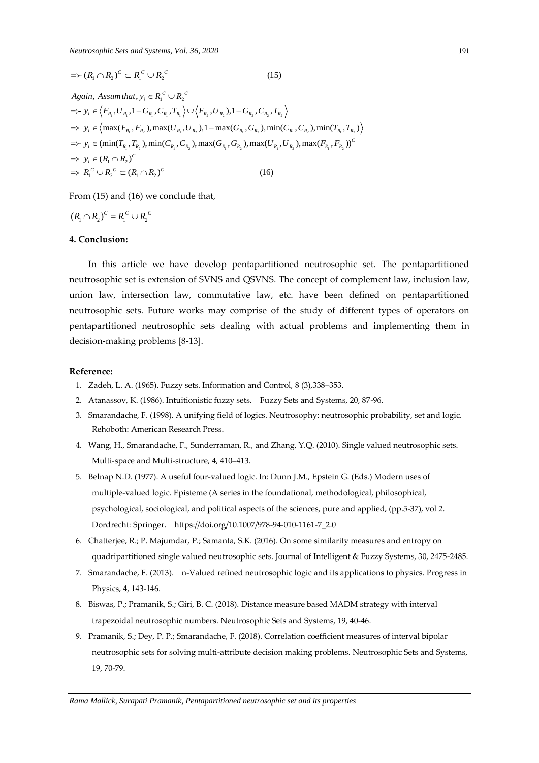$$\Rightarrow (R_1 \cap R_2)^C \subset R_1^C \cup R_2^C \qquad (15)$$

$$Again,\ Assum\,that,\ y_i \in R_1^C \cup R_2^C$$
$$\Rightarrow y_i \in \left\langle F_{R_1}, U_{R_1}, 1-G_{R_1}, C_{R_1}, T_{R_1} \right\rangle \cup \left\langle F_{R_2}, U_{R_2}), 1-G_{R_2}, C_{R_2}, T_{R_2} \right\rangle$$
$$\Rightarrow y_i \in \left\langle \max(F_{R_1}, F_{R_2}), \max(U_{R_1}, U_{R_2}), 1-\max(G_{R_1}, G_{R_2}), \min(C_{R_1}, C_{R_2}), \min(T_{R_1}, T_{R_2}) \right\rangle$$
$$\Rightarrow y_i \in (\min(T_{R_1}, T_{R_2}), \min(C_{R_1}, C_{R_2}), \max(G_{R_1}, G_{R_2}), \max(U_{R_1}, U_{R_2}), \max(F_{R_1}, F_{R_2}))^C$$
$$\Rightarrow y_i \in (R_1 \cap R_2)^C$$
$$\Rightarrow R_1^C \cup R_2^C \subset (R_1 \cap R_2)^C \qquad (16)$$

From (15) and (16) we conclude that,

$$(R_1 \cap R_2)^C = R_1^C \cup R_2^C$$

### 4. Conclusion:

In this article we have develop pentapartitioned neutrosophic set. The pentapartitioned neutrosophic set is extension of SVNS and QSVNS. The concept of complement law, inclusion law, union law, intersection law, commutative law, etc. have been defined on pentapartitioned neutrosophic sets. Future works may comprise of the study of different types of operators on pentapartitioned neutrosophic sets dealing with actual problems and implementing them in decision-making problems [8-13].

### Reference:

1. Zadeh, L. A. (1965). Fuzzy sets. Information and Control, 8 (3),338–353.
2. Atanassov, K. (1986). Intuitionistic fuzzy sets. Fuzzy Sets and Systems, 20, 87-96.
3. Smarandache, F. (1998). A unifying field of logics. Neutrosophy: neutrosophic probability, set and logic. Rehoboth: American Research Press.
4. Wang, H., Smarandache, F., Sunderraman, R., and Zhang, Y.Q. (2010). Single valued neutrosophic sets. Multi-space and Multi-structure, 4, 410–413.
5. Belnap N.D. (1977). A useful four-valued logic. In: Dunn J.M., Epstein G. (Eds.) Modern uses of multiple-valued logic. Episteme (A series in the foundational, methodological, philosophical, psychological, sociological, and political aspects of the sciences, pure and applied, (pp.5-37), vol 2. Dordrecht: Springer. https://doi.org/10.1007/978-94-010-1161-7_2.0
6. Chatterjee, R.; P. Majumdar, P.; Samanta, S.K. (2016). On some similarity measures and entropy on quadripartitioned single valued neutrosophic sets. Journal of Intelligent & Fuzzy Systems, 30, 2475-2485.
7. Smarandache, F. (2013). n-Valued refined neutrosophic logic and its applications to physics. Progress in Physics, 4, 143-146.
8. Biswas, P.; Pramanik, S.; Giri, B. C. (2018). Distance measure based MADM strategy with interval trapezoidal neutrosophic numbers. Neutrosophic Sets and Systems, 19, 40-46.
9. Pramanik, S.; Dey, P. P.; Smarandache, F. (2018). Correlation coefficient measures of interval bipolar neutrosophic sets for solving multi-attribute decision making problems. Neutrosophic Sets and Systems, 19, 70-79.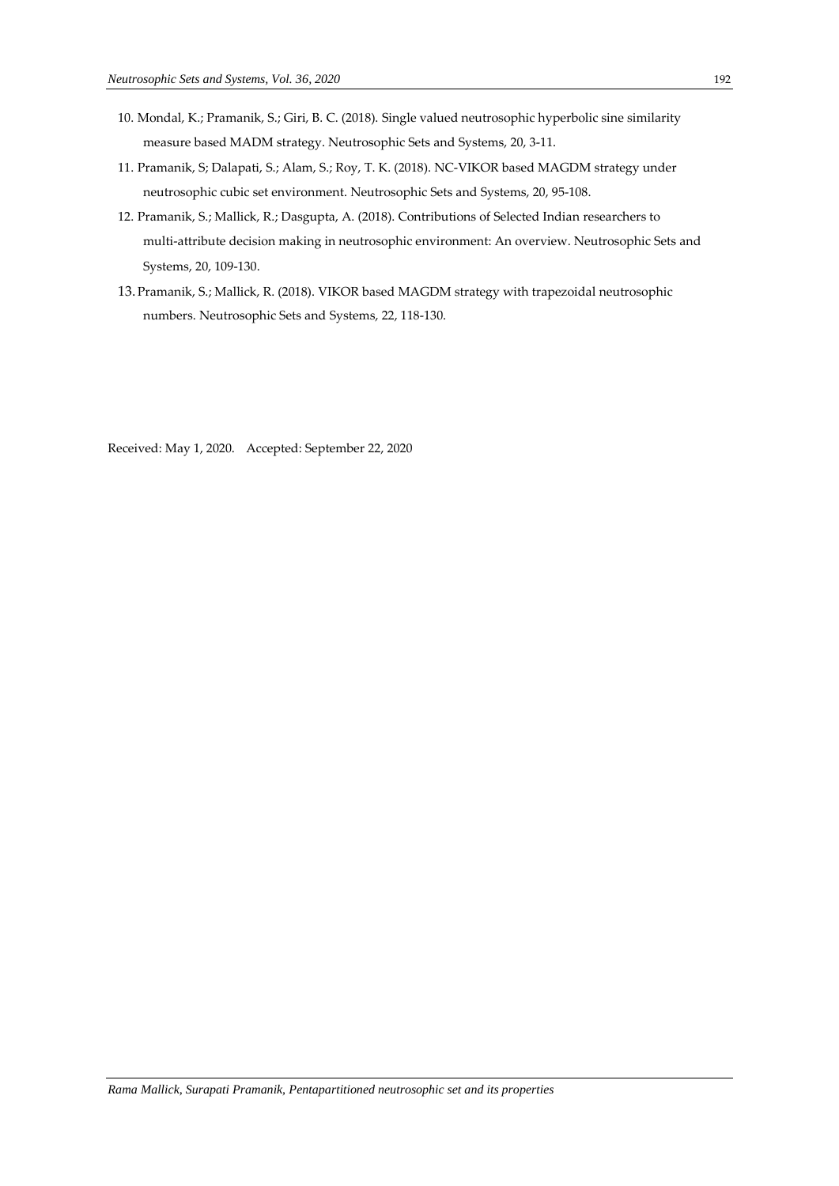10. Mondal, K.; Pramanik, S.; Giri, B. C. (2018). Single valued neutrosophic hyperbolic sine similarity measure based MADM strategy. Neutrosophic Sets and Systems, 20, 3-11.
11. Pramanik, S; Dalapati, S.; Alam, S.; Roy, T. K. (2018). NC-VIKOR based MAGDM strategy under neutrosophic cubic set environment. Neutrosophic Sets and Systems, 20, 95-108.
12. Pramanik, S.; Mallick, R.; Dasgupta, A. (2018). Contributions of Selected Indian researchers to multi-attribute decision making in neutrosophic environment: An overview. Neutrosophic Sets and Systems, 20, 109-130.
13. Pramanik, S.; Mallick, R. (2018). VIKOR based MAGDM strategy with trapezoidal neutrosophic numbers. Neutrosophic Sets and Systems, 22, 118-130.

Received: May 1, 2020. Accepted: September 22, 2020